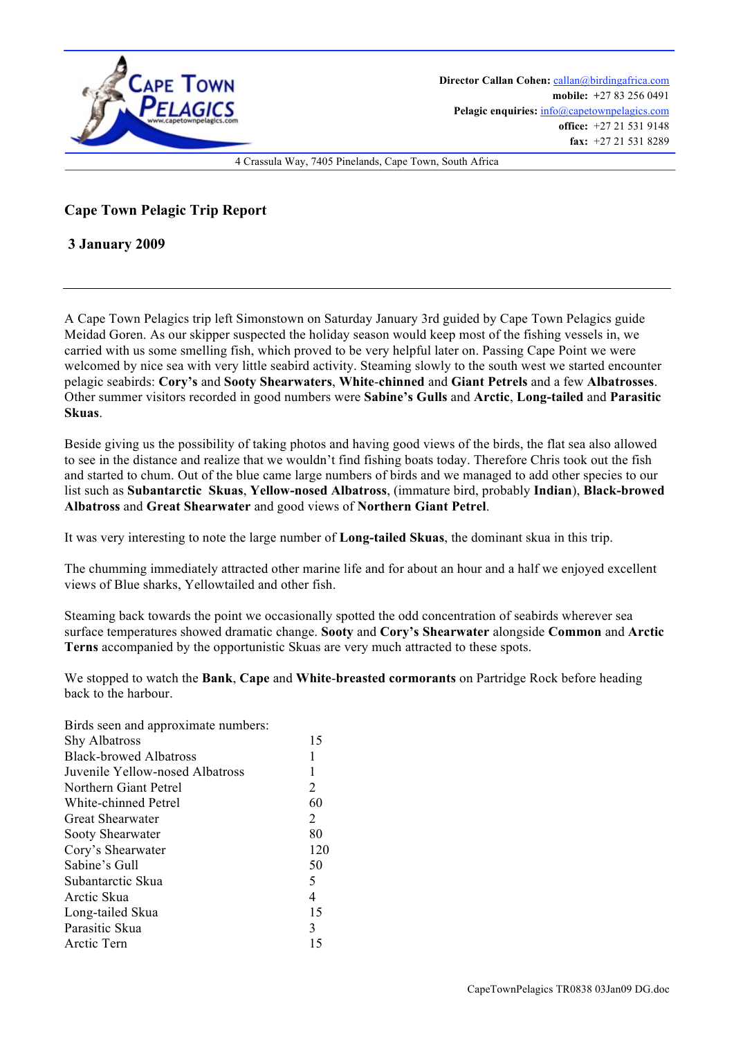Director Callan Cohen: callan@birdingafrica.com
mobile: +27 83 256 0491
Pelagic enquiries: info@capetownpelagics.com
office: +27 21 531 9148
fax: +27 21 531 8289

4 Crassula Way, 7405 Pinelands, Cape Town, South Africa

# Cape Town Pelagic Trip Report

## 3 January 2009

A Cape Town Pelagics trip left Simonstown on Saturday January 3rd guided by Cape Town Pelagics guide Meidad Goren. As our skipper suspected the holiday season would keep most of the fishing vessels in, we carried with us some smelling fish, which proved to be very helpful later on. Passing Cape Point we were welcomed by nice sea with very little seabird activity. Steaming slowly to the south west we started encounter pelagic seabirds: **Cory's** and **Sooty Shearwaters**, **White**-**chinned** and **Giant Petrels** and a few **Albatrosses**. Other summer visitors recorded in good numbers were **Sabine's Gulls** and **Arctic**, **Long-tailed** and **Parasitic Skuas**.

Beside giving us the possibility of taking photos and having good views of the birds, the flat sea also allowed to see in the distance and realize that we wouldn't find fishing boats today. Therefore Chris took out the fish and started to chum. Out of the blue came large numbers of birds and we managed to add other species to our list such as **Subantarctic Skuas**, **Yellow-nosed Albatross**, (immature bird, probably **Indian**), **Black-browed Albatross** and **Great Shearwater** and good views of **Northern Giant Petrel**.

It was very interesting to note the large number of **Long-tailed Skuas**, the dominant skua in this trip.

The chumming immediately attracted other marine life and for about an hour and a half we enjoyed excellent views of Blue sharks, Yellowtailed and other fish.

Steaming back towards the point we occasionally spotted the odd concentration of seabirds wherever sea surface temperatures showed dramatic change. **Sooty** and **Cory's Shearwater** alongside **Common** and **Arctic Terns** accompanied by the opportunistic Skuas are very much attracted to these spots.

We stopped to watch the **Bank**, **Cape** and **White**-**breasted cormorants** on Partridge Rock before heading back to the harbour.

Birds seen and approximate numbers:

| Species | Number |
|---|---|
| Shy Albatross | 15 |
| Black-browed Albatross | 1 |
| Juvenile Yellow-nosed Albatross | 1 |
| Northern Giant Petrel | 2 |
| White-chinned Petrel | 60 |
| Great Shearwater | 2 |
| Sooty Shearwater | 80 |
| Cory's Shearwater | 120 |
| Sabine's Gull | 50 |
| Subantarctic Skua | 5 |
| Arctic Skua | 4 |
| Long-tailed Skua | 15 |
| Parasitic Skua | 3 |
| Arctic Tern | 15 |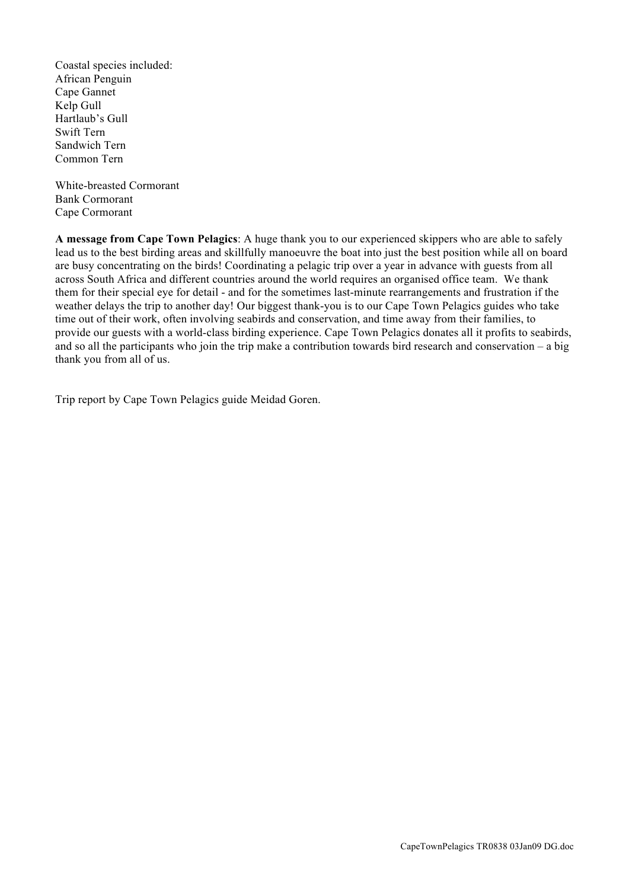Coastal species included:
African Penguin
Cape Gannet
Kelp Gull
Hartlaub's Gull
Swift Tern
Sandwich Tern
Common Tern

White-breasted Cormorant
Bank Cormorant
Cape Cormorant

**A message from Cape Town Pelagics**: A huge thank you to our experienced skippers who are able to safely lead us to the best birding areas and skillfully manoeuvre the boat into just the best position while all on board are busy concentrating on the birds! Coordinating a pelagic trip over a year in advance with guests from all across South Africa and different countries around the world requires an organised office team. We thank them for their special eye for detail - and for the sometimes last-minute rearrangements and frustration if the weather delays the trip to another day! Our biggest thank-you is to our Cape Town Pelagics guides who take time out of their work, often involving seabirds and conservation, and time away from their families, to provide our guests with a world-class birding experience. Cape Town Pelagics donates all it profits to seabirds, and so all the participants who join the trip make a contribution towards bird research and conservation – a big thank you from all of us.

Trip report by Cape Town Pelagics guide Meidad Goren.